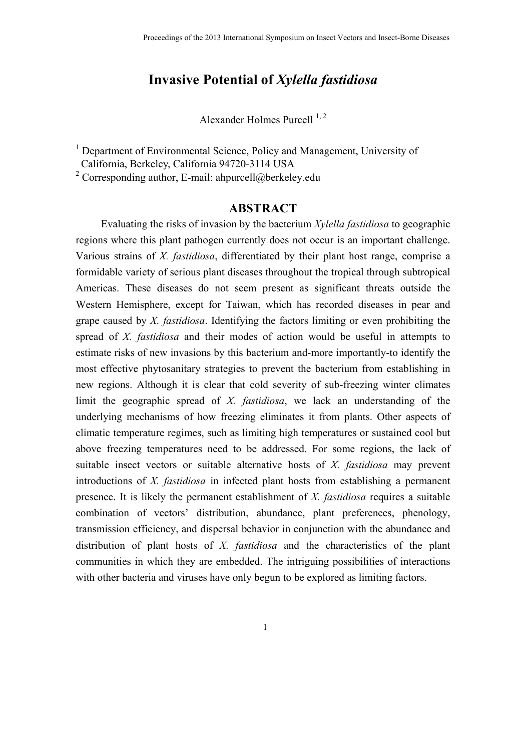# Invasive Potential of *Xylella fastidiosa*

Alexander Holmes Purcell [1, 2]

[1] Department of Environmental Science, Policy and Management, University of California, Berkeley, California 94720-3114 USA
[2] Corresponding author, E-mail: ahpurcell@berkeley.edu

## ABSTRACT

Evaluating the risks of invasion by the bacterium *Xylella fastidiosa* to geographic regions where this plant pathogen currently does not occur is an important challenge. Various strains of *X. fastidiosa*, differentiated by their plant host range, comprise a formidable variety of serious plant diseases throughout the tropical through subtropical Americas. These diseases do not seem present as significant threats outside the Western Hemisphere, except for Taiwan, which has recorded diseases in pear and grape caused by *X. fastidiosa*. Identifying the factors limiting or even prohibiting the spread of *X. fastidiosa* and their modes of action would be useful in attempts to estimate risks of new invasions by this bacterium and-more importantly-to identify the most effective phytosanitary strategies to prevent the bacterium from establishing in new regions. Although it is clear that cold severity of sub-freezing winter climates limit the geographic spread of *X. fastidiosa*, we lack an understanding of the underlying mechanisms of how freezing eliminates it from plants. Other aspects of climatic temperature regimes, such as limiting high temperatures or sustained cool but above freezing temperatures need to be addressed. For some regions, the lack of suitable insect vectors or suitable alternative hosts of *X. fastidiosa* may prevent introductions of *X. fastidiosa* in infected plant hosts from establishing a permanent presence. It is likely the permanent establishment of *X. fastidiosa* requires a suitable combination of vectors' distribution, abundance, plant preferences, phenology, transmission efficiency, and dispersal behavior in conjunction with the abundance and distribution of plant hosts of *X. fastidiosa* and the characteristics of the plant communities in which they are embedded. The intriguing possibilities of interactions with other bacteria and viruses have only begun to be explored as limiting factors.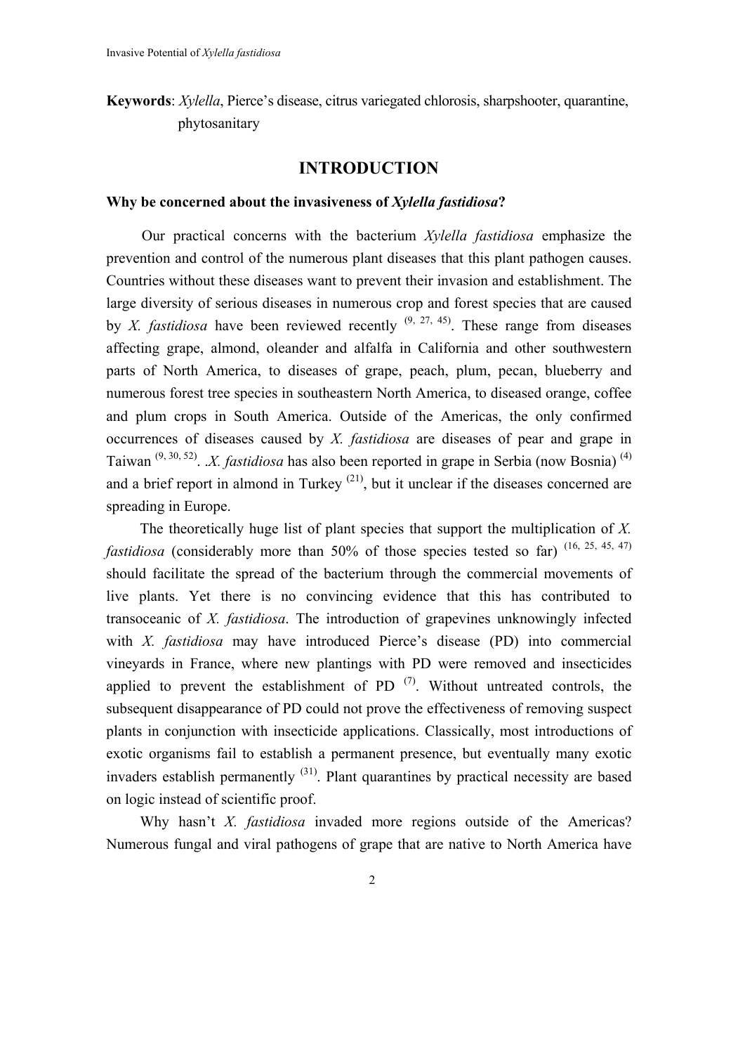**Keywords**: *Xylella*, Pierce's disease, citrus variegated chlorosis, sharpshooter, quarantine, phytosanitary

## INTRODUCTION

### Why be concerned about the invasiveness of *Xylella fastidiosa*?

Our practical concerns with the bacterium *Xylella fastidiosa* emphasize the prevention and control of the numerous plant diseases that this plant pathogen causes. Countries without these diseases want to prevent their invasion and establishment. The large diversity of serious diseases in numerous crop and forest species that are caused by *X. fastidiosa* have been reviewed recently [9, 27, 45]. These range from diseases affecting grape, almond, oleander and alfalfa in California and other southwestern parts of North America, to diseases of grape, peach, plum, pecan, blueberry and numerous forest tree species in southeastern North America, to diseased orange, coffee and plum crops in South America. Outside of the Americas, the only confirmed occurrences of diseases caused by *X. fastidiosa* are diseases of pear and grape in Taiwan [9, 30, 52]. .*X. fastidiosa* has also been reported in grape in Serbia (now Bosnia) [4] and a brief report in almond in Turkey [21], but it unclear if the diseases concerned are spreading in Europe.

The theoretically huge list of plant species that support the multiplication of *X. fastidiosa* (considerably more than 50% of those species tested so far) [16, 25, 45, 47] should facilitate the spread of the bacterium through the commercial movements of live plants. Yet there is no convincing evidence that this has contributed to transoceanic of *X. fastidiosa*. The introduction of grapevines unknowingly infected with *X. fastidiosa* may have introduced Pierce's disease (PD) into commercial vineyards in France, where new plantings with PD were removed and insecticides applied to prevent the establishment of PD [7]. Without untreated controls, the subsequent disappearance of PD could not prove the effectiveness of removing suspect plants in conjunction with insecticide applications. Classically, most introductions of exotic organisms fail to establish a permanent presence, but eventually many exotic invaders establish permanently [31]. Plant quarantines by practical necessity are based on logic instead of scientific proof.

Why hasn't *X. fastidiosa* invaded more regions outside of the Americas? Numerous fungal and viral pathogens of grape that are native to North America have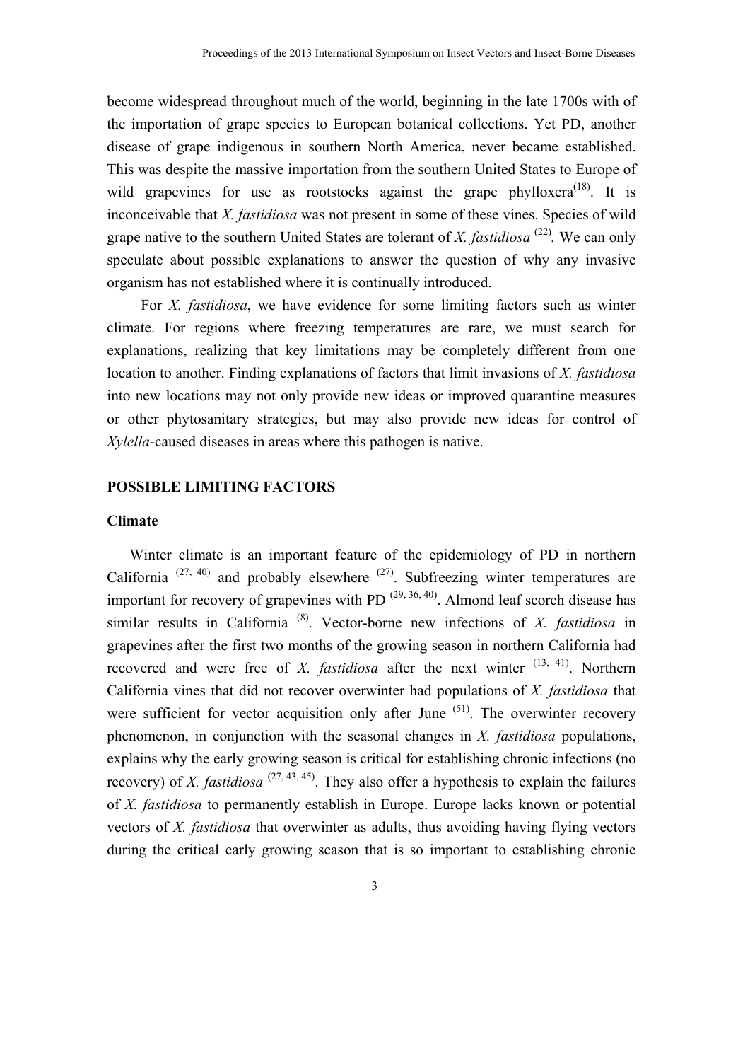become widespread throughout much of the world, beginning in the late 1700s with of the importation of grape species to European botanical collections. Yet PD, another disease of grape indigenous in southern North America, never became established. This was despite the massive importation from the southern United States to Europe of wild grapevines for use as rootstocks against the grape phylloxera[18]. It is inconceivable that *X. fastidiosa* was not present in some of these vines. Species of wild grape native to the southern United States are tolerant of *X. fastidiosa* [22]. We can only speculate about possible explanations to answer the question of why any invasive organism has not established where it is continually introduced.

For *X. fastidiosa*, we have evidence for some limiting factors such as winter climate. For regions where freezing temperatures are rare, we must search for explanations, realizing that key limitations may be completely different from one location to another. Finding explanations of factors that limit invasions of *X. fastidiosa* into new locations may not only provide new ideas or improved quarantine measures or other phytosanitary strategies, but may also provide new ideas for control of *Xylella*-caused diseases in areas where this pathogen is native.

## POSSIBLE LIMITING FACTORS

### Climate

Winter climate is an important feature of the epidemiology of PD in northern California [27, 40] and probably elsewhere [27]. Subfreezing winter temperatures are important for recovery of grapevines with PD [29, 36, 40]. Almond leaf scorch disease has similar results in California [8]. Vector-borne new infections of *X. fastidiosa* in grapevines after the first two months of the growing season in northern California had recovered and were free of *X. fastidiosa* after the next winter [13, 41]. Northern California vines that did not recover overwinter had populations of *X. fastidiosa* that were sufficient for vector acquisition only after June [51]. The overwinter recovery phenomenon, in conjunction with the seasonal changes in *X. fastidiosa* populations, explains why the early growing season is critical for establishing chronic infections (no recovery) of *X. fastidiosa* [27, 43, 45]. They also offer a hypothesis to explain the failures of *X. fastidiosa* to permanently establish in Europe. Europe lacks known or potential vectors of *X. fastidiosa* that overwinter as adults, thus avoiding having flying vectors during the critical early growing season that is so important to establishing chronic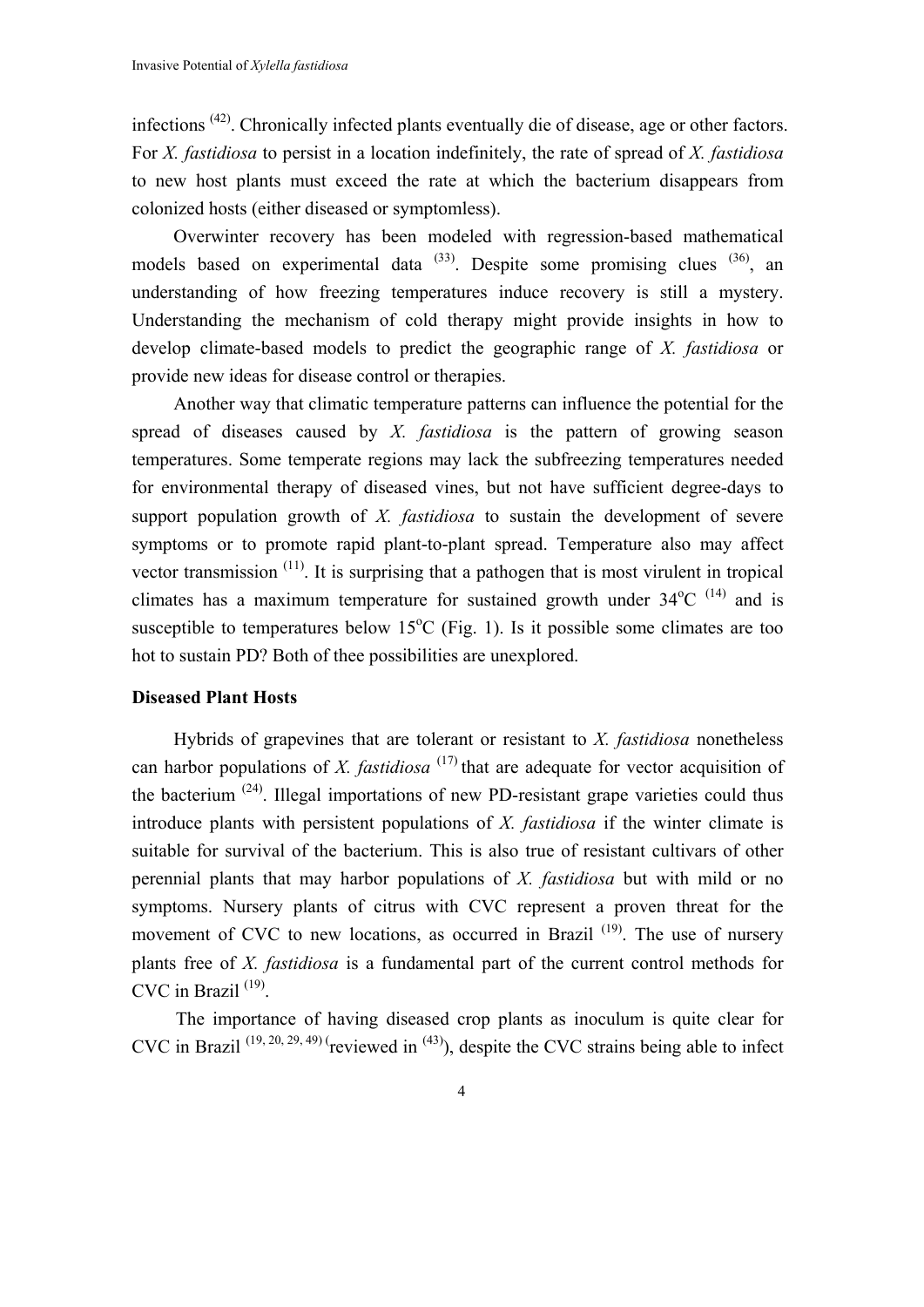infections [42]. Chronically infected plants eventually die of disease, age or other factors. For *X. fastidiosa* to persist in a location indefinitely, the rate of spread of *X. fastidiosa* to new host plants must exceed the rate at which the bacterium disappears from colonized hosts (either diseased or symptomless).

Overwinter recovery has been modeled with regression-based mathematical models based on experimental data [33]. Despite some promising clues [36], an understanding of how freezing temperatures induce recovery is still a mystery. Understanding the mechanism of cold therapy might provide insights in how to develop climate-based models to predict the geographic range of *X. fastidiosa* or provide new ideas for disease control or therapies.

Another way that climatic temperature patterns can influence the potential for the spread of diseases caused by *X. fastidiosa* is the pattern of growing season temperatures. Some temperate regions may lack the subfreezing temperatures needed for environmental therapy of diseased vines, but not have sufficient degree-days to support population growth of *X. fastidiosa* to sustain the development of severe symptoms or to promote rapid plant-to-plant spread. Temperature also may affect vector transmission [11]. It is surprising that a pathogen that is most virulent in tropical climates has a maximum temperature for sustained growth under 34°C [14] and is susceptible to temperatures below 15°C (Fig. 1). Is it possible some climates are too hot to sustain PD? Both of thee possibilities are unexplored.

**Diseased Plant Hosts**

Hybrids of grapevines that are tolerant or resistant to *X. fastidiosa* nonetheless can harbor populations of *X. fastidiosa* [17] that are adequate for vector acquisition of the bacterium [24]. Illegal importations of new PD-resistant grape varieties could thus introduce plants with persistent populations of *X. fastidiosa* if the winter climate is suitable for survival of the bacterium. This is also true of resistant cultivars of other perennial plants that may harbor populations of *X. fastidiosa* but with mild or no symptoms. Nursery plants of citrus with CVC represent a proven threat for the movement of CVC to new locations, as occurred in Brazil [19]. The use of nursery plants free of *X. fastidiosa* is a fundamental part of the current control methods for CVC in Brazil [19].

The importance of having diseased crop plants as inoculum is quite clear for CVC in Brazil [19, 20, 29, 49] (reviewed in [43]), despite the CVC strains being able to infect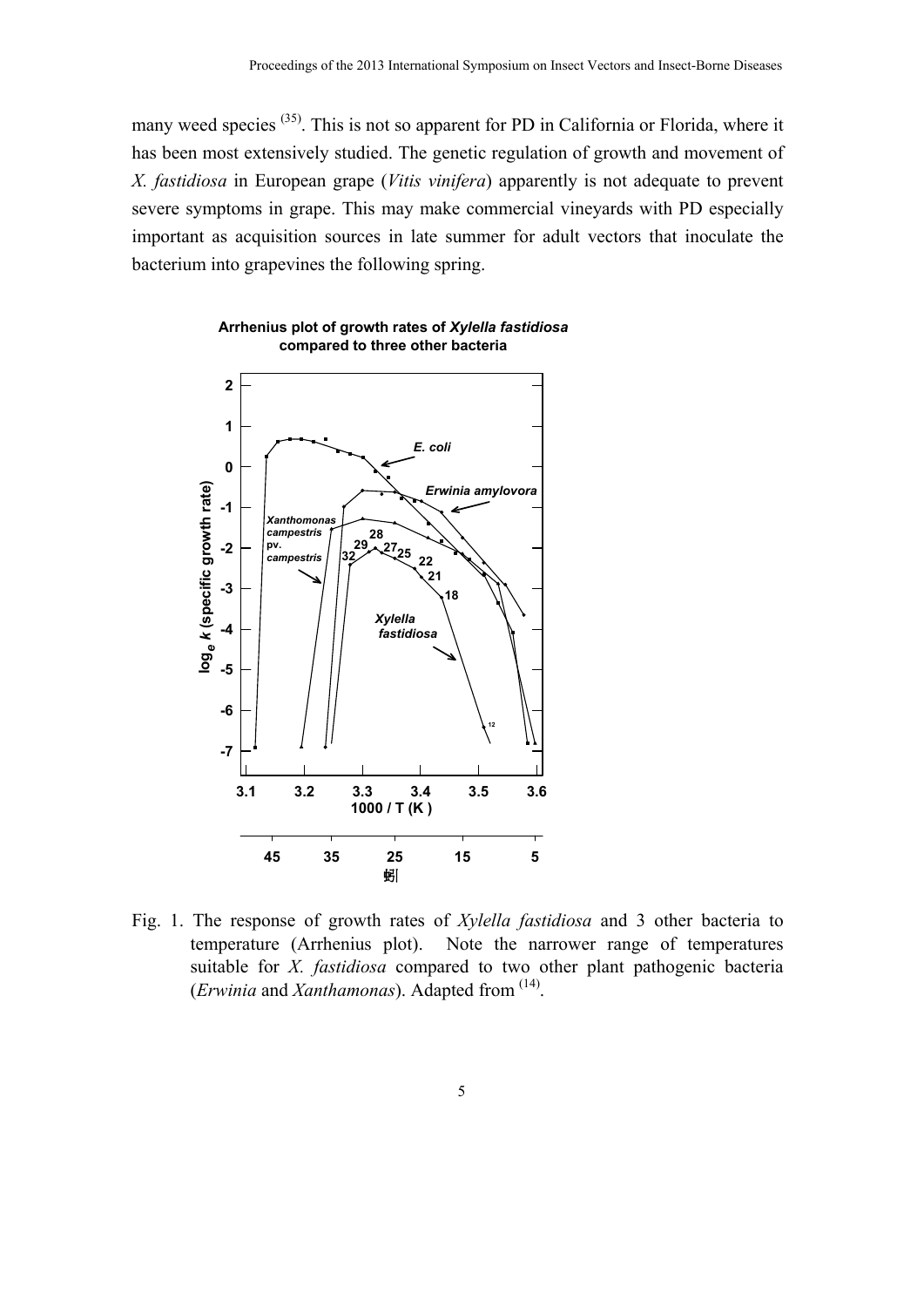many weed species [35]. This is not so apparent for PD in California or Florida, where it has been most extensively studied. The genetic regulation of growth and movement of *X. fastidiosa* in European grape (*Vitis vinifera*) apparently is not adequate to prevent severe symptoms in grape. This may make commercial vineyards with PD especially important as acquisition sources in late summer for adult vectors that inoculate the bacterium into grapevines the following spring.

**Arrhenius plot of growth rates of *Xylella fastidiosa* compared to three other bacteria**

Fig. 1. The response of growth rates of *Xylella fastidiosa* and 3 other bacteria to temperature (Arrhenius plot). Note the narrower range of temperatures suitable for *X. fastidiosa* compared to two other plant pathogenic bacteria (*Erwinia* and *Xanthamonas*). Adapted from [14].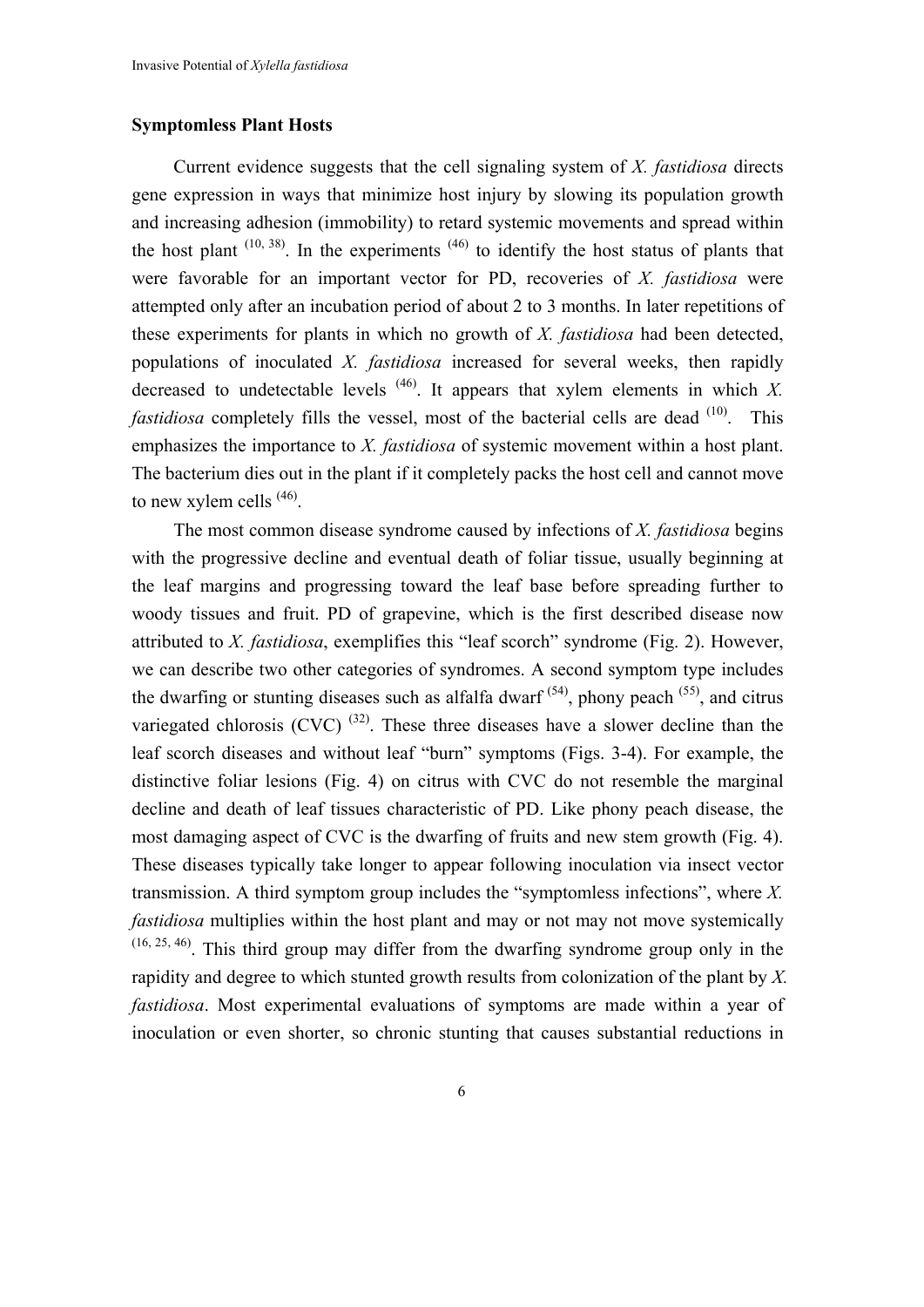### Symptomless Plant Hosts

Current evidence suggests that the cell signaling system of *X. fastidiosa* directs gene expression in ways that minimize host injury by slowing its population growth and increasing adhesion (immobility) to retard systemic movements and spread within the host plant [10, 38]. In the experiments [46] to identify the host status of plants that were favorable for an important vector for PD, recoveries of *X. fastidiosa* were attempted only after an incubation period of about 2 to 3 months. In later repetitions of these experiments for plants in which no growth of *X. fastidiosa* had been detected, populations of inoculated *X. fastidiosa* increased for several weeks, then rapidly decreased to undetectable levels [46]. It appears that xylem elements in which *X. fastidiosa* completely fills the vessel, most of the bacterial cells are dead [10]. This emphasizes the importance to *X. fastidiosa* of systemic movement within a host plant. The bacterium dies out in the plant if it completely packs the host cell and cannot move to new xylem cells [46].

The most common disease syndrome caused by infections of *X. fastidiosa* begins with the progressive decline and eventual death of foliar tissue, usually beginning at the leaf margins and progressing toward the leaf base before spreading further to woody tissues and fruit. PD of grapevine, which is the first described disease now attributed to *X. fastidiosa*, exemplifies this "leaf scorch" syndrome (Fig. 2). However, we can describe two other categories of syndromes. A second symptom type includes the dwarfing or stunting diseases such as alfalfa dwarf [54], phony peach [55], and citrus variegated chlorosis (CVC) [32]. These three diseases have a slower decline than the leaf scorch diseases and without leaf "burn" symptoms (Figs. 3-4). For example, the distinctive foliar lesions (Fig. 4) on citrus with CVC do not resemble the marginal decline and death of leaf tissues characteristic of PD. Like phony peach disease, the most damaging aspect of CVC is the dwarfing of fruits and new stem growth (Fig. 4). These diseases typically take longer to appear following inoculation via insect vector transmission. A third symptom group includes the "symptomless infections", where *X. fastidiosa* multiplies within the host plant and may or not may not move systemically [16, 25, 46]. This third group may differ from the dwarfing syndrome group only in the rapidity and degree to which stunted growth results from colonization of the plant by *X. fastidiosa*. Most experimental evaluations of symptoms are made within a year of inoculation or even shorter, so chronic stunting that causes substantial reductions in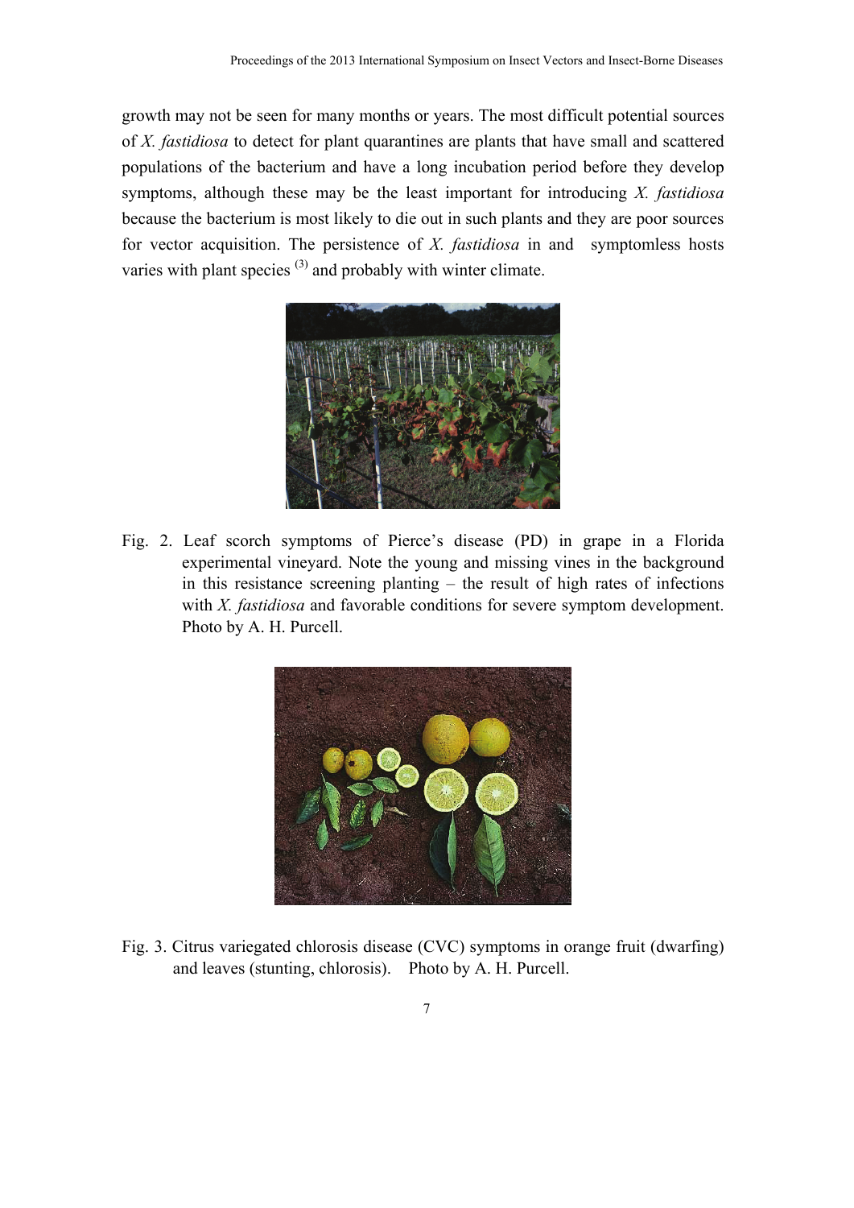growth may not be seen for many months or years. The most difficult potential sources of *X. fastidiosa* to detect for plant quarantines are plants that have small and scattered populations of the bacterium and have a long incubation period before they develop symptoms, although these may be the least important for introducing *X. fastidiosa* because the bacterium is most likely to die out in such plants and they are poor sources for vector acquisition. The persistence of *X. fastidiosa* in and symptomless hosts varies with plant species [3] and probably with winter climate.

Fig. 2. Leaf scorch symptoms of Pierce's disease (PD) in grape in a Florida experimental vineyard. Note the young and missing vines in the background in this resistance screening planting – the result of high rates of infections with *X. fastidiosa* and favorable conditions for severe symptom development. Photo by A. H. Purcell.

Fig. 3. Citrus variegated chlorosis disease (CVC) symptoms in orange fruit (dwarfing) and leaves (stunting, chlorosis). Photo by A. H. Purcell.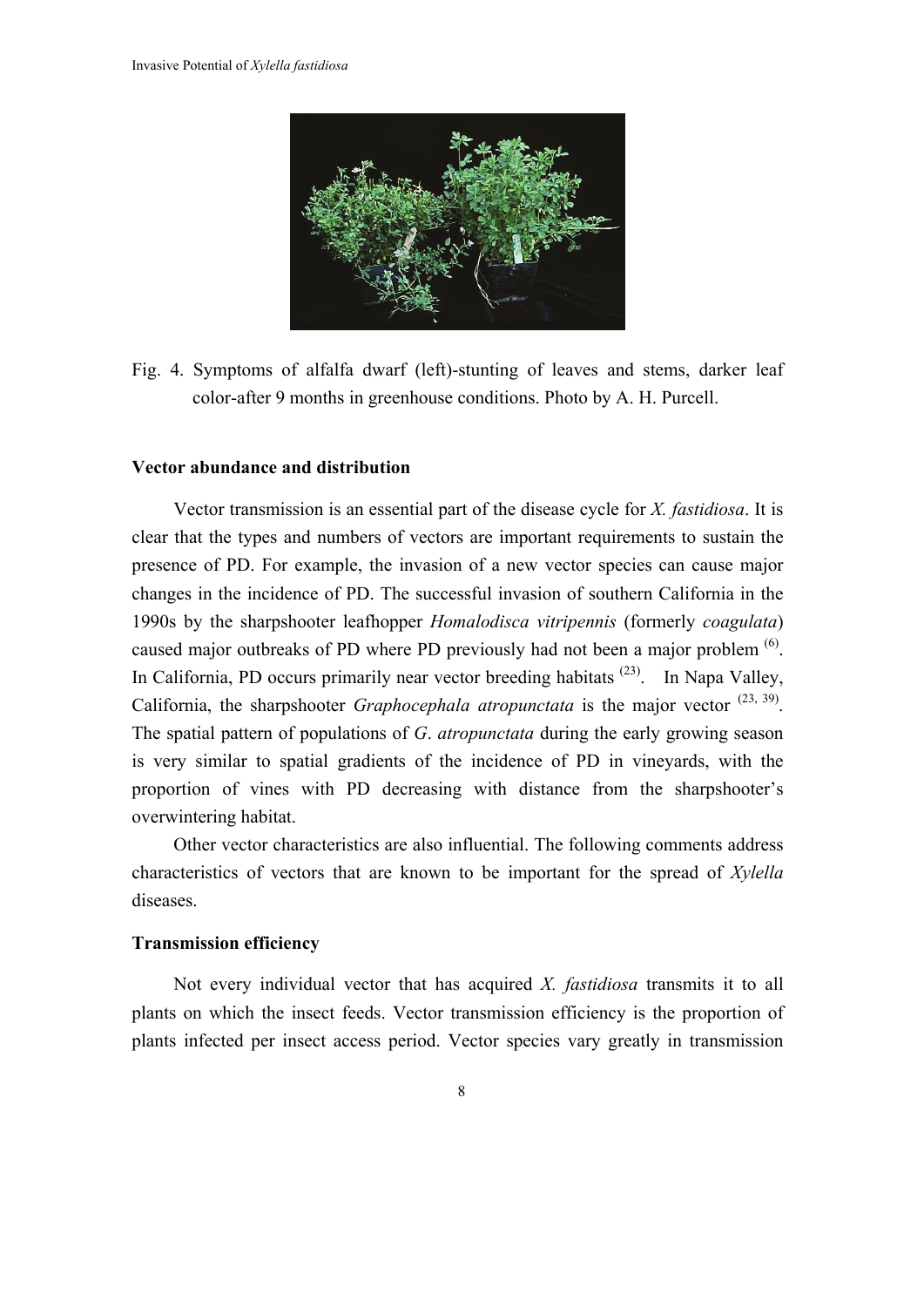Fig. 4. Symptoms of alfalfa dwarf (left)-stunting of leaves and stems, darker leaf color-after 9 months in greenhouse conditions. Photo by A. H. Purcell.

### Vector abundance and distribution

Vector transmission is an essential part of the disease cycle for *X. fastidiosa*. It is clear that the types and numbers of vectors are important requirements to sustain the presence of PD. For example, the invasion of a new vector species can cause major changes in the incidence of PD. The successful invasion of southern California in the 1990s by the sharpshooter leafhopper *Homalodisca vitripennis* (formerly *coagulata*) caused major outbreaks of PD where PD previously had not been a major problem [6]. In California, PD occurs primarily near vector breeding habitats [23]. In Napa Valley, California, the sharpshooter *Graphocephala atropunctata* is the major vector [23, 39]. The spatial pattern of populations of *G. atropunctata* during the early growing season is very similar to spatial gradients of the incidence of PD in vineyards, with the proportion of vines with PD decreasing with distance from the sharpshooter's overwintering habitat.

Other vector characteristics are also influential. The following comments address characteristics of vectors that are known to be important for the spread of *Xylella* diseases.

### Transmission efficiency

Not every individual vector that has acquired *X. fastidiosa* transmits it to all plants on which the insect feeds. Vector transmission efficiency is the proportion of plants infected per insect access period. Vector species vary greatly in transmission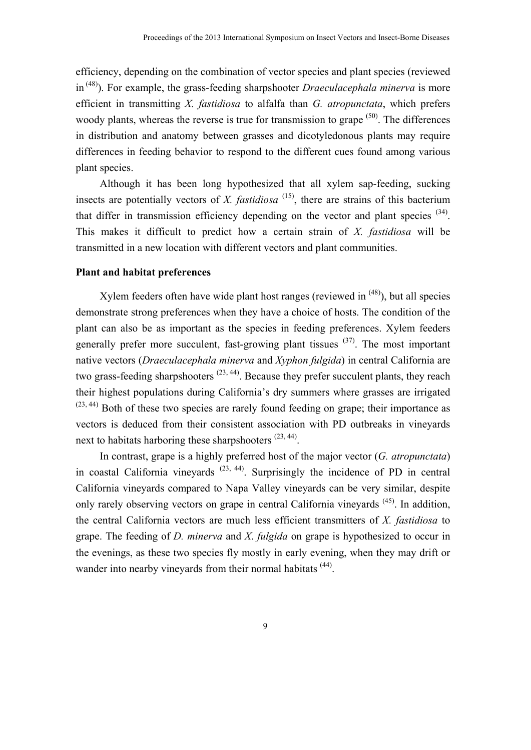efficiency, depending on the combination of vector species and plant species (reviewed in [48]). For example, the grass-feeding sharpshooter *Draeculacephala minerva* is more efficient in transmitting *X. fastidiosa* to alfalfa than *G. atropunctata*, which prefers woody plants, whereas the reverse is true for transmission to grape [50]. The differences in distribution and anatomy between grasses and dicotyledonous plants may require differences in feeding behavior to respond to the different cues found among various plant species.

Although it has been long hypothesized that all xylem sap-feeding, sucking insects are potentially vectors of *X. fastidiosa* [15], there are strains of this bacterium that differ in transmission efficiency depending on the vector and plant species [34]. This makes it difficult to predict how a certain strain of *X. fastidiosa* will be transmitted in a new location with different vectors and plant communities.

**Plant and habitat preferences**

Xylem feeders often have wide plant host ranges (reviewed in [48]), but all species demonstrate strong preferences when they have a choice of hosts. The condition of the plant can also be as important as the species in feeding preferences. Xylem feeders generally prefer more succulent, fast-growing plant tissues [37]. The most important native vectors (*Draeculacephala minerva* and *Xyphon fulgida*) in central California are two grass-feeding sharpshooters [23, 44]. Because they prefer succulent plants, they reach their highest populations during California's dry summers where grasses are irrigated [23, 44] Both of these two species are rarely found feeding on grape; their importance as vectors is deduced from their consistent association with PD outbreaks in vineyards next to habitats harboring these sharpshooters [23, 44].

In contrast, grape is a highly preferred host of the major vector (*G. atropunctata*) in coastal California vineyards [23, 44]. Surprisingly the incidence of PD in central California vineyards compared to Napa Valley vineyards can be very similar, despite only rarely observing vectors on grape in central California vineyards [45]. In addition, the central California vectors are much less efficient transmitters of *X. fastidiosa* to grape. The feeding of *D. minerva* and *X. fulgida* on grape is hypothesized to occur in the evenings, as these two species fly mostly in early evening, when they may drift or wander into nearby vineyards from their normal habitats [44].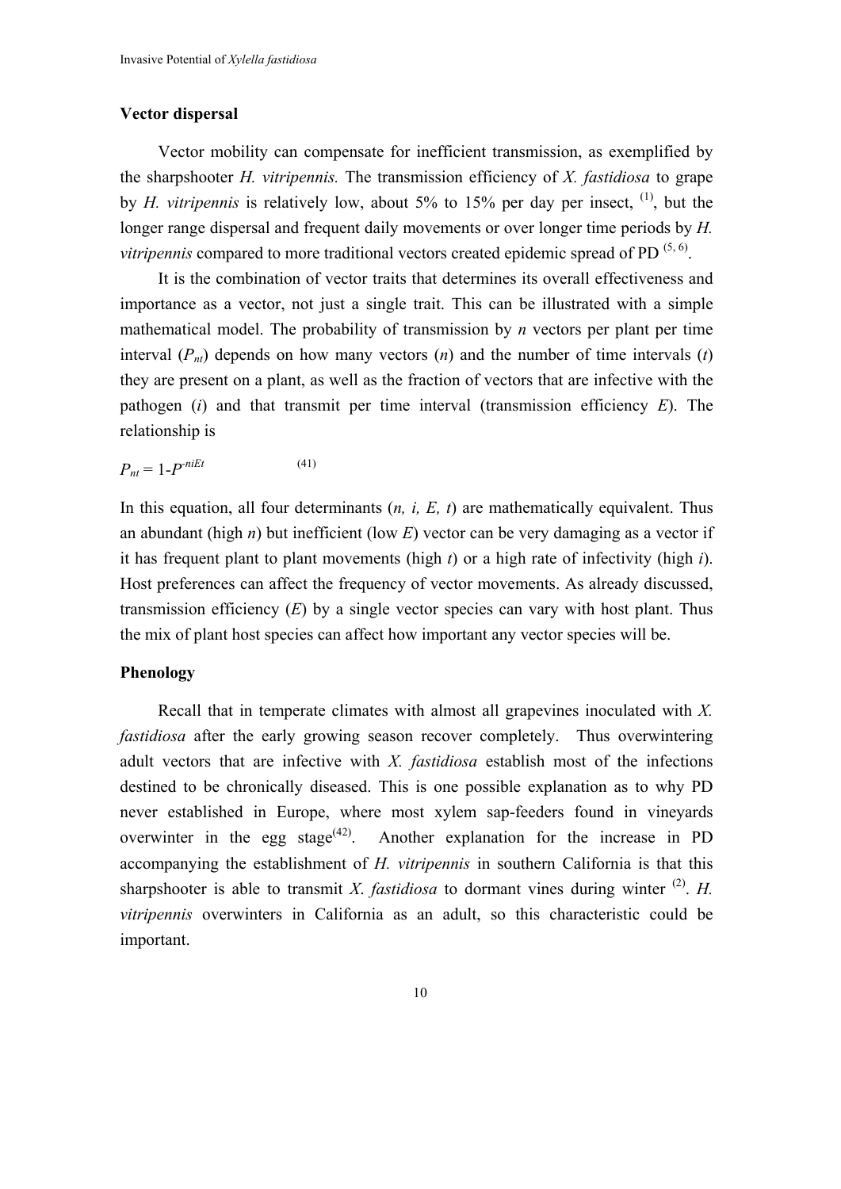### Vector dispersal

Vector mobility can compensate for inefficient transmission, as exemplified by the sharpshooter *H. vitripennis.* The transmission efficiency of *X. fastidiosa* to grape by *H. vitripennis* is relatively low, about 5% to 15% per day per insect, [1], but the longer range dispersal and frequent daily movements or over longer time periods by *H. vitripennis* compared to more traditional vectors created epidemic spread of PD [5, 6].

It is the combination of vector traits that determines its overall effectiveness and importance as a vector, not just a single trait. This can be illustrated with a simple mathematical model. The probability of transmission by *n* vectors per plant per time interval ($P_{nt}$) depends on how many vectors (*n*) and the number of time intervals (*t*) they are present on a plant, as well as the fraction of vectors that are infective with the pathogen (*i*) and that transmit per time interval (transmission efficiency *E*). The relationship is

$$P_{nt} = 1\text{-}P^{-niEt} \qquad (41)$$

In this equation, all four determinants (*n, i, E, t*) are mathematically equivalent. Thus an abundant (high *n*) but inefficient (low *E*) vector can be very damaging as a vector if it has frequent plant to plant movements (high *t*) or a high rate of infectivity (high *i*). Host preferences can affect the frequency of vector movements. As already discussed, transmission efficiency (*E*) by a single vector species can vary with host plant. Thus the mix of plant host species can affect how important any vector species will be.

### Phenology

Recall that in temperate climates with almost all grapevines inoculated with *X. fastidiosa* after the early growing season recover completely. Thus overwintering adult vectors that are infective with *X. fastidiosa* establish most of the infections destined to be chronically diseased. This is one possible explanation as to why PD never established in Europe, where most xylem sap-feeders found in vineyards overwinter in the egg stage[42]. Another explanation for the increase in PD accompanying the establishment of *H. vitripennis* in southern California is that this sharpshooter is able to transmit *X. fastidiosa* to dormant vines during winter [2]. *H. vitripennis* overwinters in California as an adult, so this characteristic could be important.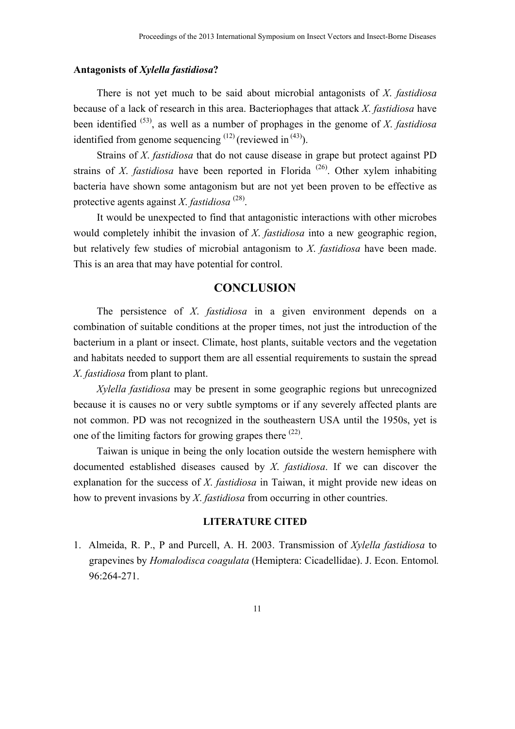### Antagonists of *Xylella fastidiosa*?

There is not yet much to be said about microbial antagonists of *X. fastidiosa* because of a lack of research in this area. Bacteriophages that attack *X. fastidiosa* have been identified [53], as well as a number of prophages in the genome of *X. fastidiosa* identified from genome sequencing [12] (reviewed in [43]).

Strains of *X. fastidiosa* that do not cause disease in grape but protect against PD strains of *X. fastidiosa* have been reported in Florida [26]. Other xylem inhabiting bacteria have shown some antagonism but are not yet been proven to be effective as protective agents against *X. fastidiosa* [28].

It would be unexpected to find that antagonistic interactions with other microbes would completely inhibit the invasion of *X. fastidiosa* into a new geographic region, but relatively few studies of microbial antagonism to *X. fastidiosa* have been made. This is an area that may have potential for control.

## CONCLUSION

The persistence of *X. fastidiosa* in a given environment depends on a combination of suitable conditions at the proper times, not just the introduction of the bacterium in a plant or insect. Climate, host plants, suitable vectors and the vegetation and habitats needed to support them are all essential requirements to sustain the spread *X. fastidiosa* from plant to plant.

*Xylella fastidiosa* may be present in some geographic regions but unrecognized because it is causes no or very subtle symptoms or if any severely affected plants are not common. PD was not recognized in the southeastern USA until the 1950s, yet is one of the limiting factors for growing grapes there [22].

Taiwan is unique in being the only location outside the western hemisphere with documented established diseases caused by *X. fastidiosa*. If we can discover the explanation for the success of *X. fastidiosa* in Taiwan, it might provide new ideas on how to prevent invasions by *X. fastidiosa* from occurring in other countries.

### LITERATURE CITED

1. Almeida, R. P., P and Purcell, A. H. 2003. Transmission of *Xylella fastidiosa* to grapevines by *Homalodisca coagulata* (Hemiptera: Cicadellidae). J. Econ. Entomol. 96:264-271.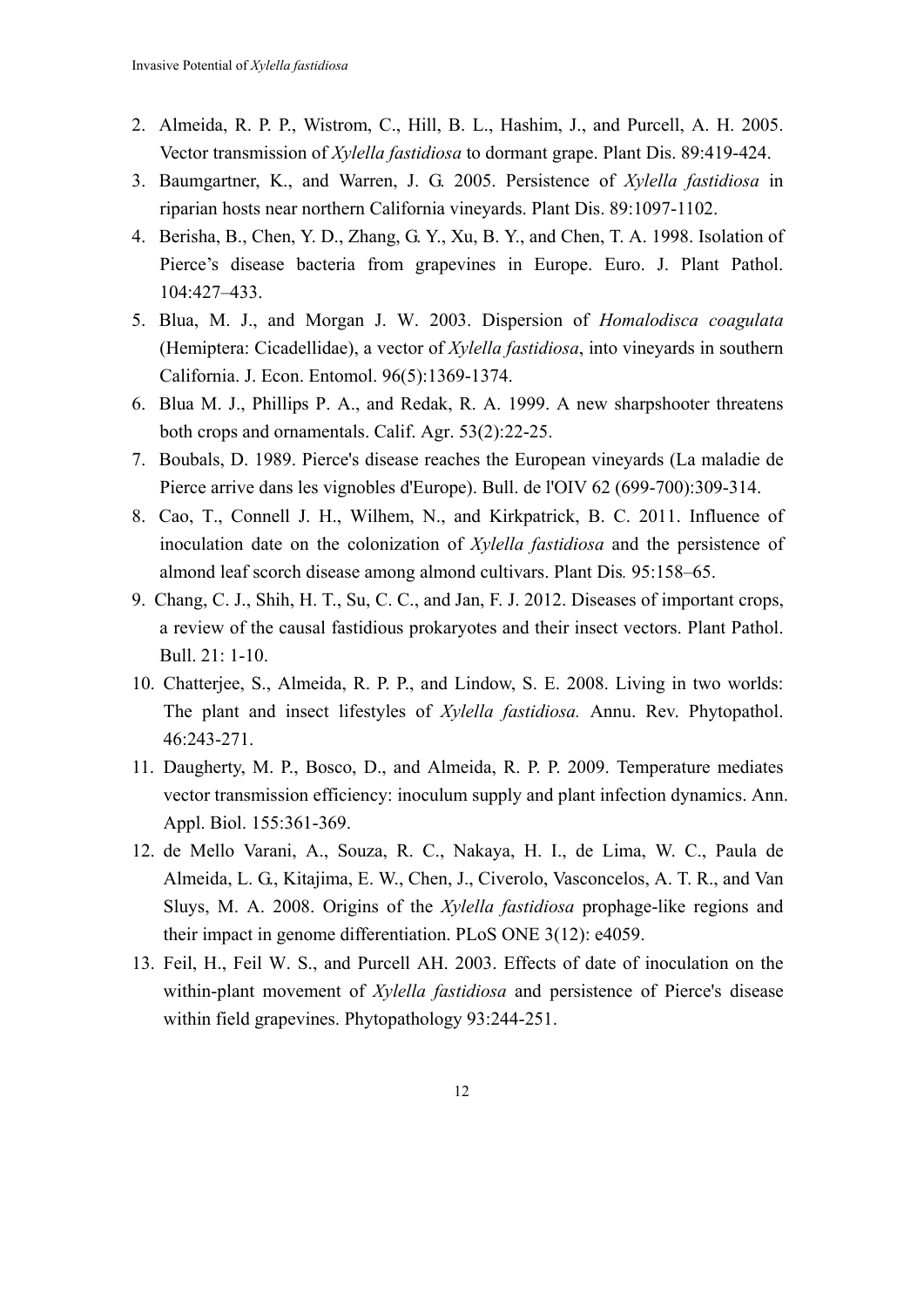2. Almeida, R. P. P., Wistrom, C., Hill, B. L., Hashim, J., and Purcell, A. H. 2005. Vector transmission of *Xylella fastidiosa* to dormant grape. Plant Dis. 89:419-424.
3. Baumgartner, K., and Warren, J. G. 2005. Persistence of *Xylella fastidiosa* in riparian hosts near northern California vineyards. Plant Dis. 89:1097-1102.
4. Berisha, B., Chen, Y. D., Zhang, G. Y., Xu, B. Y., and Chen, T. A. 1998. Isolation of Pierce's disease bacteria from grapevines in Europe. Euro. J. Plant Pathol. 104:427–433.
5. Blua, M. J., and Morgan J. W. 2003. Dispersion of *Homalodisca coagulata* (Hemiptera: Cicadellidae), a vector of *Xylella fastidiosa*, into vineyards in southern California. J. Econ. Entomol. 96(5):1369-1374.
6. Blua M. J., Phillips P. A., and Redak, R. A. 1999. A new sharpshooter threatens both crops and ornamentals. Calif. Agr. 53(2):22-25.
7. Boubals, D. 1989. Pierce's disease reaches the European vineyards (La maladie de Pierce arrive dans les vignobles d'Europe). Bull. de l'OIV 62 (699-700):309-314.
8. Cao, T., Connell J. H., Wilhem, N., and Kirkpatrick, B. C. 2011. Influence of inoculation date on the colonization of *Xylella fastidiosa* and the persistence of almond leaf scorch disease among almond cultivars. Plant Dis. 95:158–65.
9. Chang, C. J., Shih, H. T., Su, C. C., and Jan, F. J. 2012. Diseases of important crops, a review of the causal fastidious prokaryotes and their insect vectors. Plant Pathol. Bull. 21: 1-10.
10. Chatterjee, S., Almeida, R. P. P., and Lindow, S. E. 2008. Living in two worlds: The plant and insect lifestyles of *Xylella fastidiosa.* Annu. Rev. Phytopathol. 46:243-271.
11. Daugherty, M. P., Bosco, D., and Almeida, R. P. P. 2009. Temperature mediates vector transmission efficiency: inoculum supply and plant infection dynamics. Ann. Appl. Biol. 155:361-369.
12. de Mello Varani, A., Souza, R. C., Nakaya, H. I., de Lima, W. C., Paula de Almeida, L. G., Kitajima, E. W., Chen, J., Civerolo, Vasconcelos, A. T. R., and Van Sluys, M. A. 2008. Origins of the *Xylella fastidiosa* prophage-like regions and their impact in genome differentiation. PLoS ONE 3(12): e4059.
13. Feil, H., Feil W. S., and Purcell AH. 2003. Effects of date of inoculation on the within-plant movement of *Xylella fastidiosa* and persistence of Pierce's disease within field grapevines. Phytopathology 93:244-251.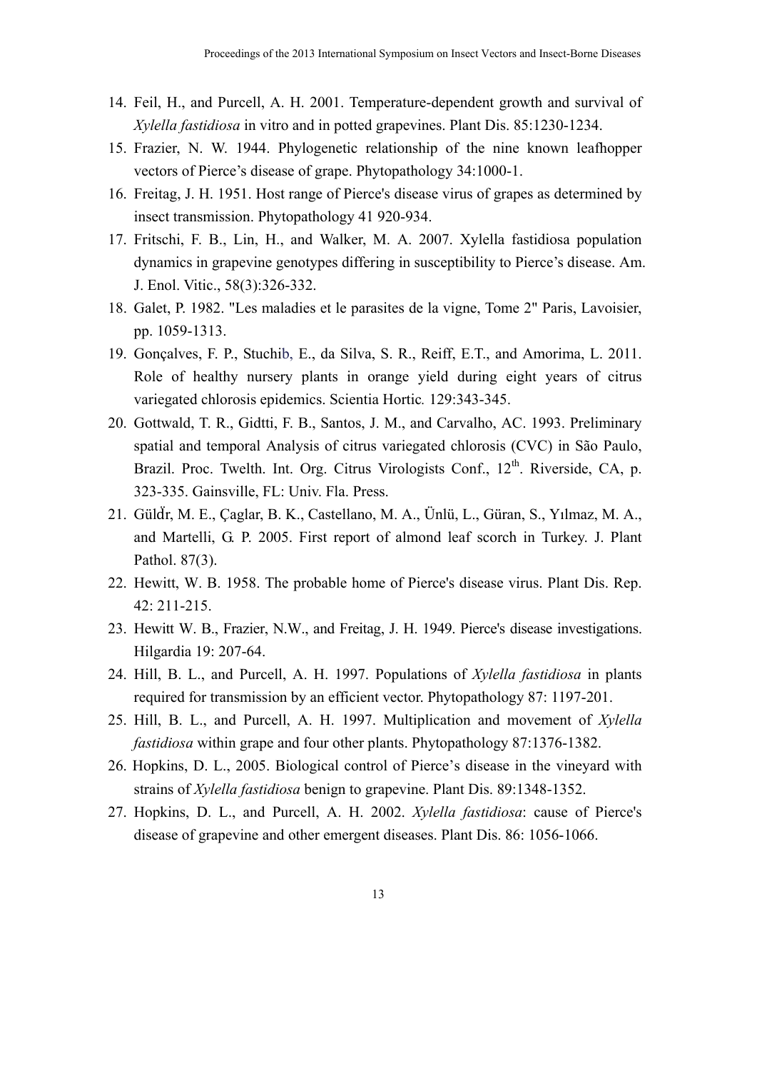14. Feil, H., and Purcell, A. H. 2001. Temperature-dependent growth and survival of *Xylella fastidiosa* in vitro and in potted grapevines. Plant Dis. 85:1230-1234.
15. Frazier, N. W. 1944. Phylogenetic relationship of the nine known leafhopper vectors of Pierce's disease of grape. Phytopathology 34:1000-1.
16. Freitag, J. H. 1951. Host range of Pierce's disease virus of grapes as determined by insect transmission. Phytopathology 41 920-934.
17. Fritschi, F. B., Lin, H., and Walker, M. A. 2007. Xylella fastidiosa population dynamics in grapevine genotypes differing in susceptibility to Pierce's disease. Am. J. Enol. Vitic., 58(3):326-332.
18. Galet, P. 1982. "Les maladies et le parasites de la vigne, Tome 2" Paris, Lavoisier, pp. 1059-1313.
19. Gonçalves, F. P., Stuchib, E., da Silva, S. R., Reiff, E.T., and Amorima, L. 2011. Role of healthy nursery plants in orange yield during eight years of citrus variegated chlorosis epidemics. Scientia Hortic. 129:343-345.
20. Gottwald, T. R., Gidtti, F. B., Santos, J. M., and Carvalho, AC. 1993. Preliminary spatial and temporal Analysis of citrus variegated chlorosis (CVC) in São Paulo, Brazil. Proc. Twelth. Int. Org. Citrus Virologists Conf., 12th. Riverside, CA, p. 323-335. Gainsville, FL: Univ. Fla. Press.
21. Güldür, M. E., Çaglar, B. K., Castellano, M. A., Ünlü, L., Güran, S., Yılmaz, M. A., and Martelli, G. P. 2005. First report of almond leaf scorch in Turkey. J. Plant Pathol. 87(3).
22. Hewitt, W. B. 1958. The probable home of Pierce's disease virus. Plant Dis. Rep. 42: 211-215.
23. Hewitt W. B., Frazier, N.W., and Freitag, J. H. 1949. Pierce's disease investigations. Hilgardia 19: 207-64.
24. Hill, B. L., and Purcell, A. H. 1997. Populations of *Xylella fastidiosa* in plants required for transmission by an efficient vector. Phytopathology 87: 1197-201.
25. Hill, B. L., and Purcell, A. H. 1997. Multiplication and movement of *Xylella fastidiosa* within grape and four other plants. Phytopathology 87:1376-1382.
26. Hopkins, D. L., 2005. Biological control of Pierce's disease in the vineyard with strains of *Xylella fastidiosa* benign to grapevine. Plant Dis. 89:1348-1352.
27. Hopkins, D. L., and Purcell, A. H. 2002. *Xylella fastidiosa*: cause of Pierce's disease of grapevine and other emergent diseases. Plant Dis. 86: 1056-1066.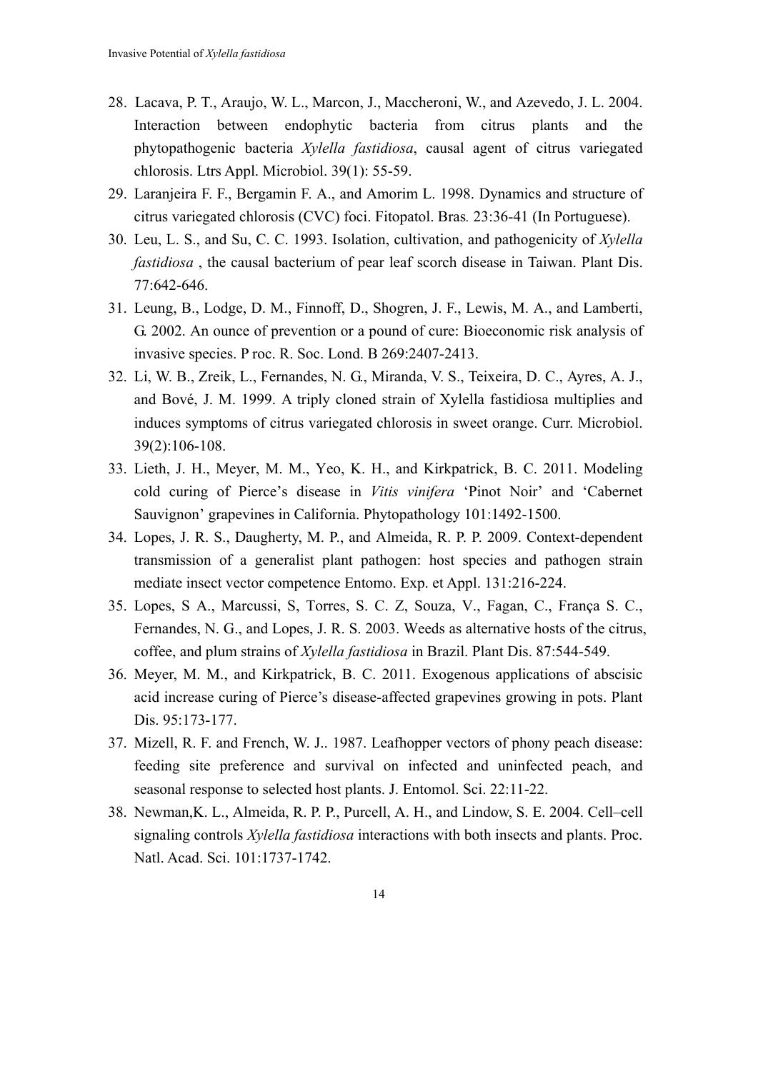28. Lacava, P. T., Araujo, W. L., Marcon, J., Maccheroni, W., and Azevedo, J. L. 2004. Interaction between endophytic bacteria from citrus plants and the phytopathogenic bacteria *Xylella fastidiosa*, causal agent of citrus variegated chlorosis. Ltrs Appl. Microbiol. 39(1): 55-59.
29. Laranjeira F. F., Bergamin F. A., and Amorim L. 1998. Dynamics and structure of citrus variegated chlorosis (CVC) foci. Fitopatol. Bras*.* 23:36-41 (In Portuguese).
30. Leu, L. S., and Su, C. C. 1993. Isolation, cultivation, and pathogenicity of *Xylella fastidiosa* , the causal bacterium of pear leaf scorch disease in Taiwan. Plant Dis. 77:642-646.
31. Leung, B., Lodge, D. M., Finnoff, D., Shogren, J. F., Lewis, M. A., and Lamberti, G. 2002. An ounce of prevention or a pound of cure: Bioeconomic risk analysis of invasive species. P roc. R. Soc. Lond. B 269:2407-2413.
32. Li, W. B., Zreik, L., Fernandes, N. G., Miranda, V. S., Teixeira, D. C., Ayres, A. J., and Bové, J. M. 1999. A triply cloned strain of Xylella fastidiosa multiplies and induces symptoms of citrus variegated chlorosis in sweet orange. Curr. Microbiol. 39(2):106-108.
33. Lieth, J. H., Meyer, M. M., Yeo, K. H., and Kirkpatrick, B. C. 2011. Modeling cold curing of Pierce's disease in *Vitis vinifera* 'Pinot Noir' and 'Cabernet Sauvignon' grapevines in California. Phytopathology 101:1492-1500.
34. Lopes, J. R. S., Daugherty, M. P., and Almeida, R. P. P. 2009. Context-dependent transmission of a generalist plant pathogen: host species and pathogen strain mediate insect vector competence Entomo. Exp. et Appl. 131:216-224.
35. Lopes, S A., Marcussi, S, Torres, S. C. Z, Souza, V., Fagan, C., França S. C., Fernandes, N. G., and Lopes, J. R. S. 2003. Weeds as alternative hosts of the citrus, coffee, and plum strains of *Xylella fastidiosa* in Brazil. Plant Dis. 87:544-549.
36. Meyer, M. M., and Kirkpatrick, B. C. 2011. Exogenous applications of abscisic acid increase curing of Pierce's disease-affected grapevines growing in pots. Plant Dis. 95:173-177.
37. Mizell, R. F. and French, W. J.. 1987. Leafhopper vectors of phony peach disease: feeding site preference and survival on infected and uninfected peach, and seasonal response to selected host plants. J. Entomol. Sci. 22:11-22.
38. Newman,K. L., Almeida, R. P. P., Purcell, A. H., and Lindow, S. E. 2004. Cell–cell signaling controls *Xylella fastidiosa* interactions with both insects and plants. Proc. Natl. Acad. Sci. 101:1737-1742.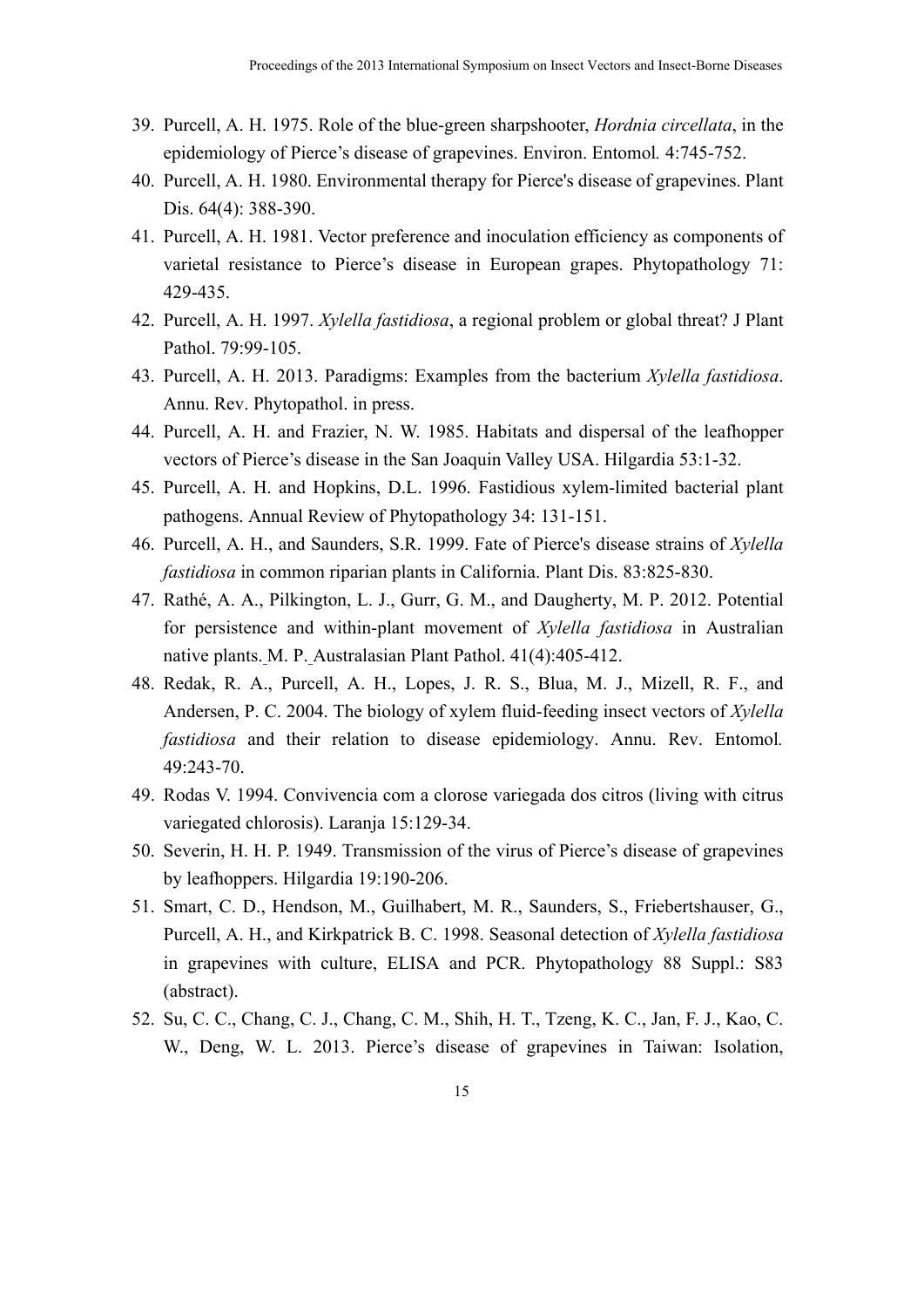39. Purcell, A. H. 1975. Role of the blue-green sharpshooter, *Hordnia circellata*, in the epidemiology of Pierce's disease of grapevines. Environ. Entomol. 4:745-752.
40. Purcell, A. H. 1980. Environmental therapy for Pierce's disease of grapevines. Plant Dis. 64(4): 388-390.
41. Purcell, A. H. 1981. Vector preference and inoculation efficiency as components of varietal resistance to Pierce's disease in European grapes. Phytopathology 71: 429-435.
42. Purcell, A. H. 1997. *Xylella fastidiosa*, a regional problem or global threat? J Plant Pathol. 79:99-105.
43. Purcell, A. H. 2013. Paradigms: Examples from the bacterium *Xylella fastidiosa*. Annu. Rev. Phytopathol. in press.
44. Purcell, A. H. and Frazier, N. W. 1985. Habitats and dispersal of the leafhopper vectors of Pierce's disease in the San Joaquin Valley USA. Hilgardia 53:1-32.
45. Purcell, A. H. and Hopkins, D.L. 1996. Fastidious xylem-limited bacterial plant pathogens. Annual Review of Phytopathology 34: 131-151.
46. Purcell, A. H., and Saunders, S.R. 1999. Fate of Pierce's disease strains of *Xylella fastidiosa* in common riparian plants in California. Plant Dis. 83:825-830.
47. Rathé, A. A., Pilkington, L. J., Gurr, G. M., and Daugherty, M. P. 2012. Potential for persistence and within-plant movement of *Xylella fastidiosa* in Australian native plants. M. P. Australasian Plant Pathol. 41(4):405-412.
48. Redak, R. A., Purcell, A. H., Lopes, J. R. S., Blua, M. J., Mizell, R. F., and Andersen, P. C. 2004. The biology of xylem fluid-feeding insect vectors of *Xylella fastidiosa* and their relation to disease epidemiology. Annu. Rev. Entomol. 49:243-70.
49. Rodas V. 1994. Convivencia com a clorose variegada dos citros (living with citrus variegated chlorosis). Laranja 15:129-34.
50. Severin, H. H. P. 1949. Transmission of the virus of Pierce's disease of grapevines by leafhoppers. Hilgardia 19:190-206.
51. Smart, C. D., Hendson, M., Guilhabert, M. R., Saunders, S., Friebertshauser, G., Purcell, A. H., and Kirkpatrick B. C. 1998. Seasonal detection of *Xylella fastidiosa* in grapevines with culture, ELISA and PCR. Phytopathology 88 Suppl.: S83 (abstract).
52. Su, C. C., Chang, C. J., Chang, C. M., Shih, H. T., Tzeng, K. C., Jan, F. J., Kao, C. W., Deng, W. L. 2013. Pierce's disease of grapevines in Taiwan: Isolation,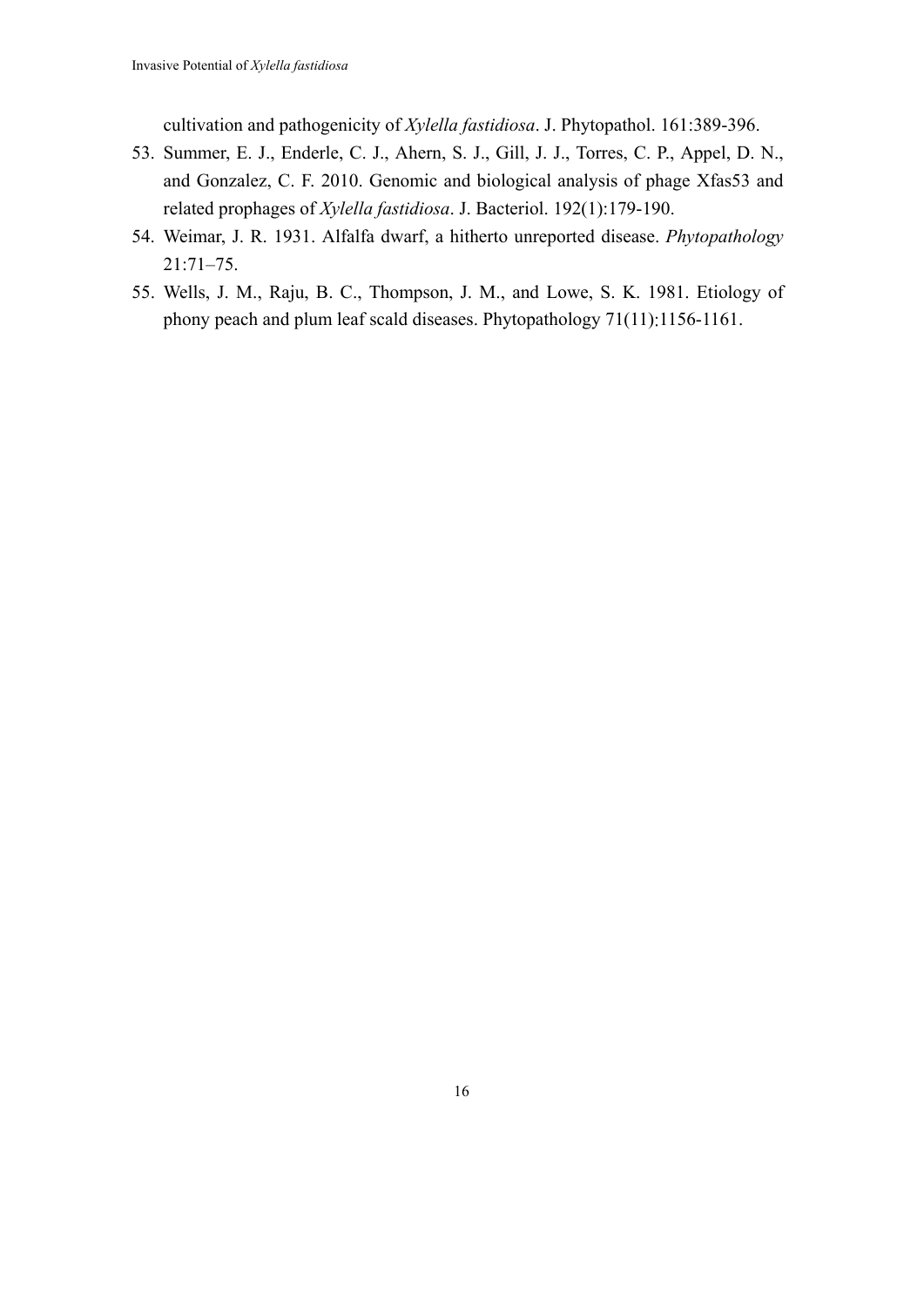cultivation and pathogenicity of *Xylella fastidiosa*. J. Phytopathol. 161:389-396.

53. Summer, E. J., Enderle, C. J., Ahern, S. J., Gill, J. J., Torres, C. P., Appel, D. N., and Gonzalez, C. F. 2010. Genomic and biological analysis of phage Xfas53 and related prophages of *Xylella fastidiosa*. J. Bacteriol. 192(1):179-190.
54. Weimar, J. R. 1931. Alfalfa dwarf, a hitherto unreported disease. *Phytopathology* 21:71–75.
55. Wells, J. M., Raju, B. C., Thompson, J. M., and Lowe, S. K. 1981. Etiology of phony peach and plum leaf scald diseases. Phytopathology 71(11):1156-1161.